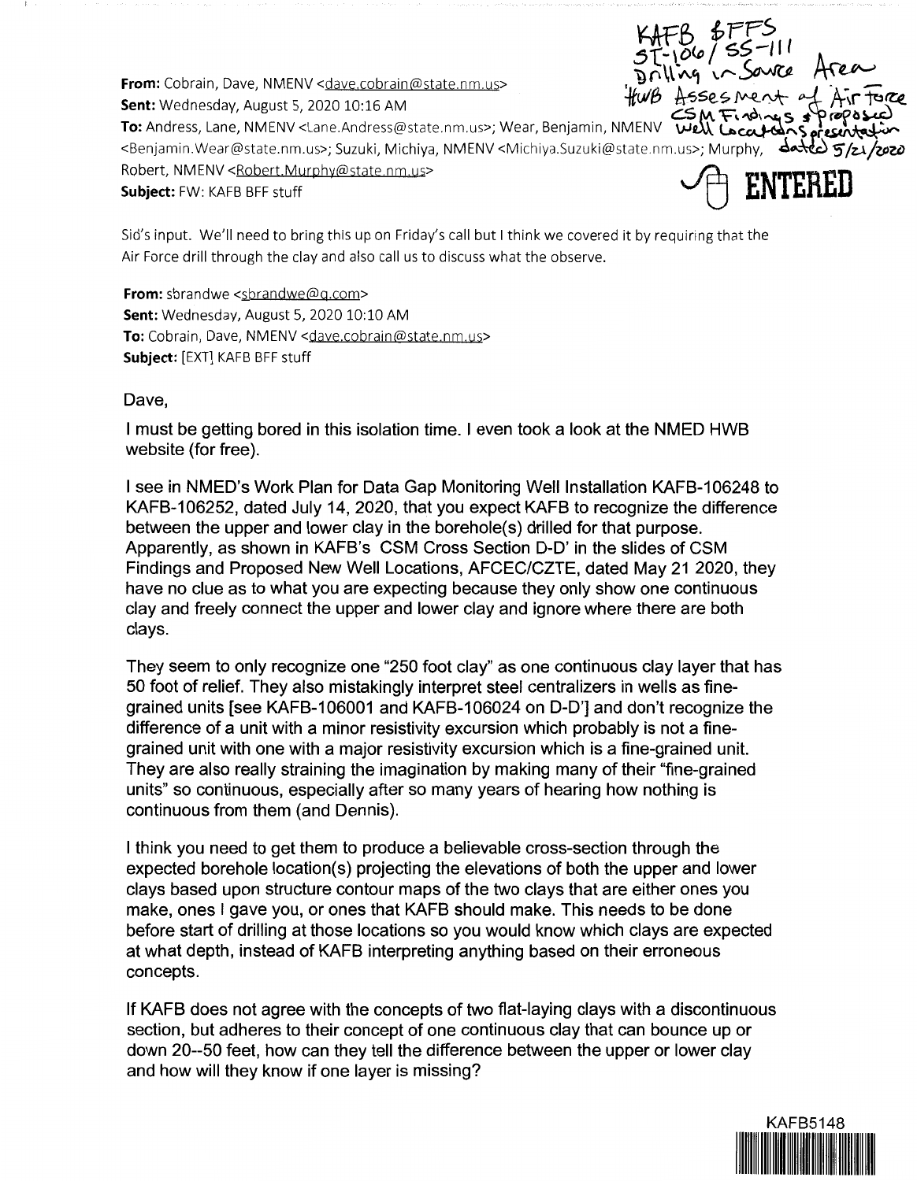KAFB BFFS
ST-106/SS-111
Drilling in Source Area
HWB Assessment of Air Force
CSM Findings & Proposed
Well Locations presentation
dated 5/21/2020

ENTERED

**From:** Cobrain, Dave, NMENV <dave.cobrain@state.nm.us>
**Sent:** Wednesday, August 5, 2020 10:16 AM
**To:** Andress, Lane, NMENV <Lane.Andress@state.nm.us>; Wear, Benjamin, NMENV <Benjamin.Wear@state.nm.us>; Suzuki, Michiya, NMENV <Michiya.Suzuki@state.nm.us>; Murphy, Robert, NMENV <Robert.Murphy@state.nm.us>
**Subject:** FW: KAFB BFF stuff

Sid's input. We'll need to bring this up on Friday's call but I think we covered it by requiring that the Air Force drill through the clay and also call us to discuss what the observe.

**From:** sbrandwe <sbrandwe@q.com>
**Sent:** Wednesday, August 5, 2020 10:10 AM
**To:** Cobrain, Dave, NMENV <dave.cobrain@state.nm.us>
**Subject:** [EXT] KAFB BFF stuff

Dave,

I must be getting bored in this isolation time. I even took a look at the NMED HWB website (for free).

I see in NMED's Work Plan for Data Gap Monitoring Well Installation KAFB-106248 to KAFB-106252, dated July 14, 2020, that you expect KAFB to recognize the difference between the upper and lower clay in the borehole(s) drilled for that purpose. Apparently, as shown in KAFB's CSM Cross Section D-D' in the slides of CSM Findings and Proposed New Well Locations, AFCEC/CZTE, dated May 21 2020, they have no clue as to what you are expecting because they only show one continuous clay and freely connect the upper and lower clay and ignore where there are both clays.

They seem to only recognize one "250 foot clay" as one continuous clay layer that has 50 foot of relief. They also mistakingly interpret steel centralizers in wells as fine-grained units [see KAFB-106001 and KAFB-106024 on D-D'] and don't recognize the difference of a unit with a minor resistivity excursion which probably is not a fine-grained unit with one with a major resistivity excursion which is a fine-grained unit. They are also really straining the imagination by making many of their "fine-grained units" so continuous, especially after so many years of hearing how nothing is continuous from them (and Dennis).

I think you need to get them to produce a believable cross-section through the expected borehole location(s) projecting the elevations of both the upper and lower clays based upon structure contour maps of the two clays that are either ones you make, ones I gave you, or ones that KAFB should make. This needs to be done before start of drilling at those locations so you would know which clays are expected at what depth, instead of KAFB interpreting anything based on their erroneous concepts.

If KAFB does not agree with the concepts of two flat-laying clays with a discontinuous section, but adheres to their concept of one continuous clay that can bounce up or down 20--50 feet, how can they tell the difference between the upper or lower clay and how will they know if one layer is missing?

KAFB5148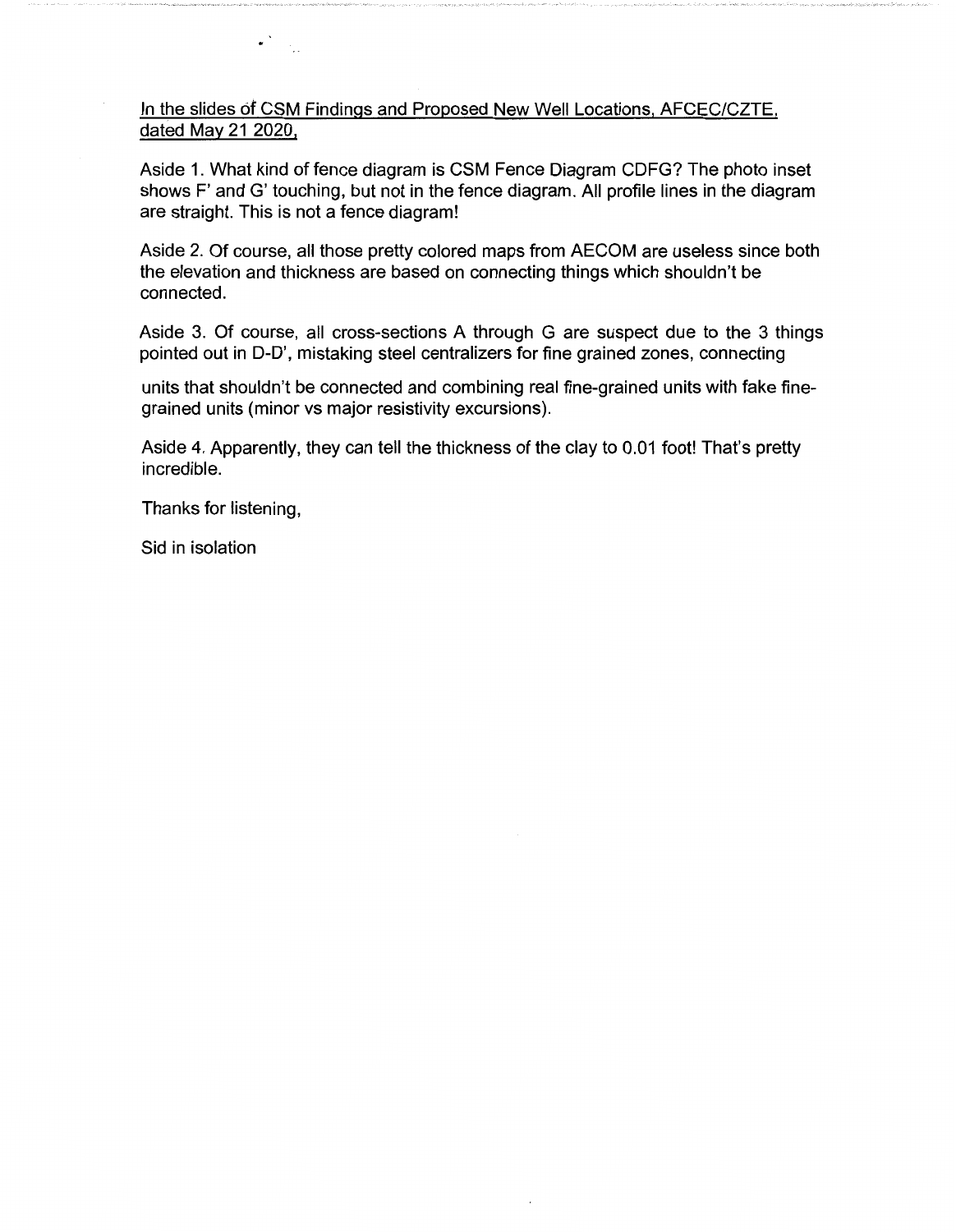<u>In the slides of CSM Findings and Proposed New Well Locations, AFCEC/CZTE, dated May 21 2020,</u>

Aside 1. What kind of fence diagram is CSM Fence Diagram CDFG? The photo inset shows F' and G' touching, but not in the fence diagram. All profile lines in the diagram are straight. This is not a fence diagram!

Aside 2. Of course, all those pretty colored maps from AECOM are useless since both the elevation and thickness are based on connecting things which shouldn't be connected.

Aside 3. Of course, all cross-sections A through G are suspect due to the 3 things pointed out in D-D', mistaking steel centralizers for fine grained zones, connecting units that shouldn't be connected and combining real fine-grained units with fake fine-grained units (minor vs major resistivity excursions).

Aside 4. Apparently, they can tell the thickness of the clay to 0.01 foot! That's pretty incredible.

Thanks for listening,

Sid in isolation